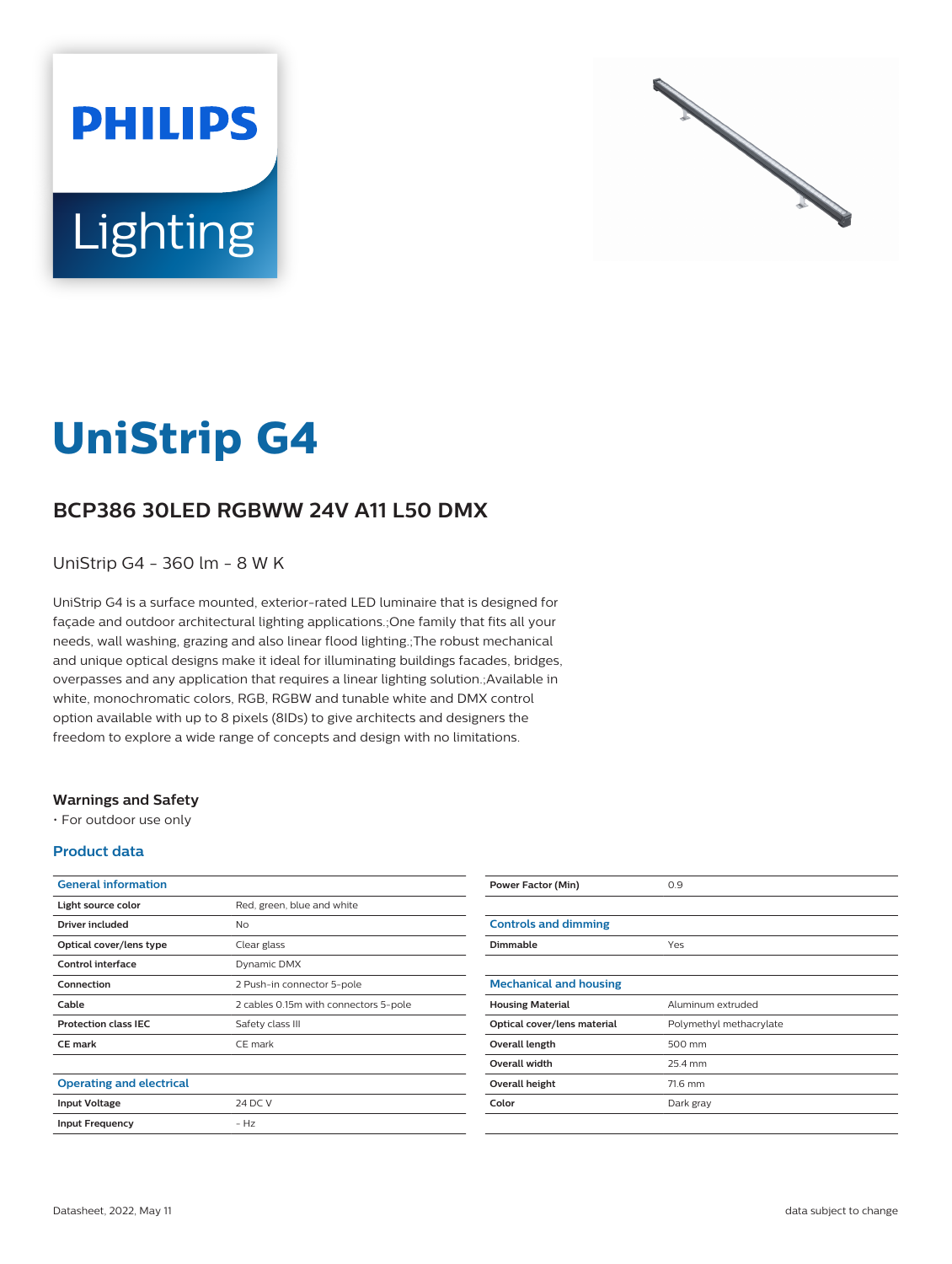# UniStrip G4

## BCP386 30LED RGBWW 24V A11 L50 DMX

UniStrip G4 - 360 lm - 8 W K

UniStrip G4 is a surface mounted, exterior-rated LED luminaire that is designed for façade and outdoor architectural lighting applications.;One family that fits all your needs, wall washing, grazing and also linear flood lighting.;The robust mechanical and unique optical designs make it ideal for illuminating buildings facades, bridges, overpasses and any application that requires a linear lighting solution.;Available in white, monochromatic colors, RGB, RGBW and tunable white and DMX control option available with up to 8 pixels (8IDs) to give architects and designers the freedom to explore a wide range of concepts and design with no limitations.

### Warnings and Safety

- For outdoor use only

### Product data

| General information | |
|---|---|
| Light source color | Red, green, blue and white |
| Driver included | No |
| Optical cover/lens type | Clear glass |
| Control interface | Dynamic DMX |
| Connection | 2 Push-in connector 5-pole |
| Cable | 2 cables 0.15m with connectors 5-pole |
| Protection class IEC | Safety class III |
| CE mark | CE mark |

| Operating and electrical | |
|---|---|
| Input Voltage | 24 DC V |
| Input Frequency | - Hz |
| Power Factor (Min) | 0.9 |

| Controls and dimming | |
|---|---|
| Dimmable | Yes |

| Mechanical and housing | |
|---|---|
| Housing Material | Aluminum extruded |
| Optical cover/lens material | Polymethyl methacrylate |
| Overall length | 500 mm |
| Overall width | 25.4 mm |
| Overall height | 71.6 mm |
| Color | Dark gray |

Datasheet, 2022, May 11

data subject to change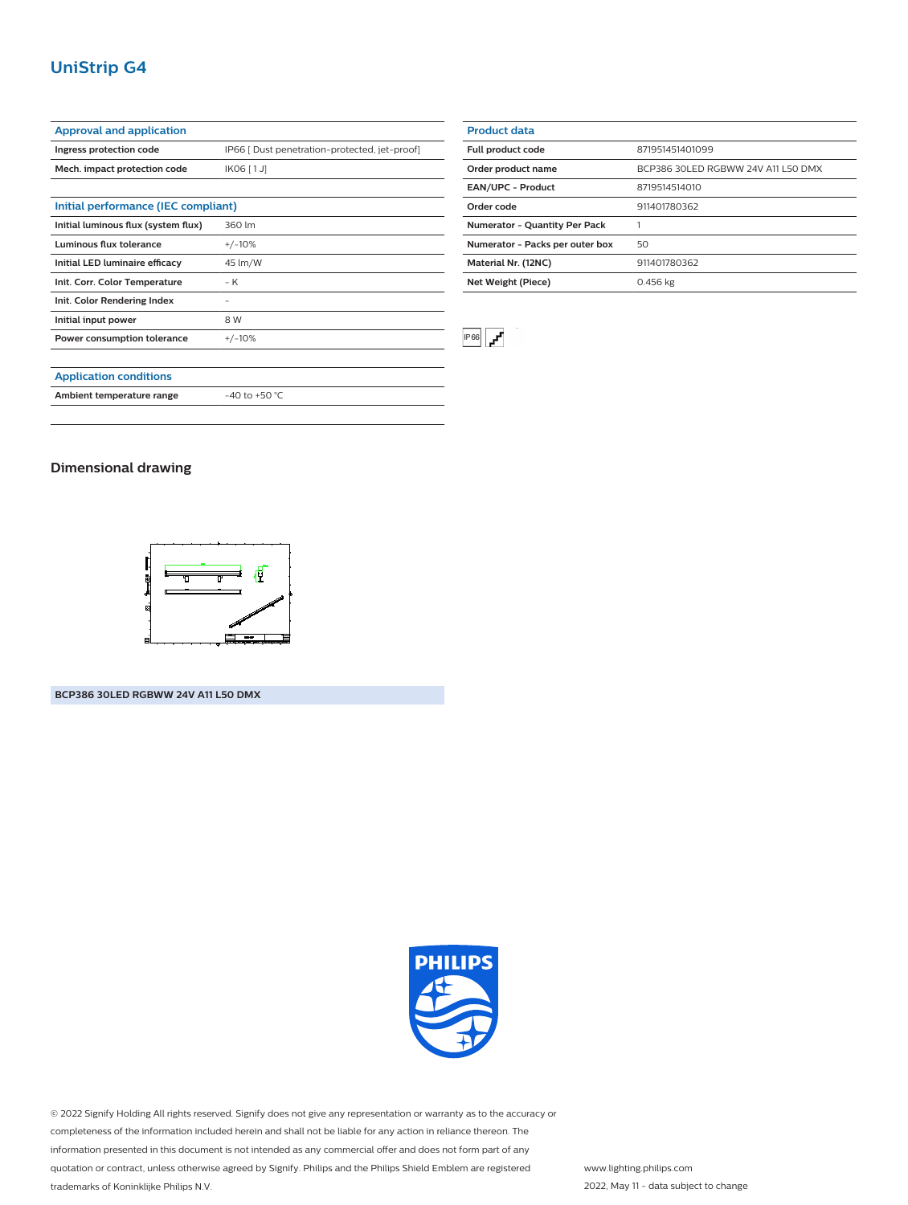# UniStrip G4

| Approval and application | |
|---|---|
| Ingress protection code | IP66 [ Dust penetration-protected, jet-proof] |
| Mech. impact protection code | IK06 [ 1 J] |

| Initial performance (IEC compliant) | |
|---|---|
| Initial luminous flux (system flux) | 360 lm |
| Luminous flux tolerance | +/-10% |
| Initial LED luminaire efficacy | 45 lm/W |
| Init. Corr. Color Temperature | - K |
| Init. Color Rendering Index | - |
| Initial input power | 8 W |
| Power consumption tolerance | +/-10% |

| Application conditions | |
|---|---|
| Ambient temperature range | -40 to +50 °C |

| Product data | |
|---|---|
| Full product code | 871951451401099 |
| Order product name | BCP386 30LED RGBWW 24V A11 L50 DMX |
| EAN/UPC - Product | 8719514514010 |
| Order code | 911401780362 |
| Numerator - Quantity Per Pack | 1 |
| Numerator - Packs per outer box | 50 |
| Material Nr. (12NC) | 911401780362 |
| Net Weight (Piece) | 0.456 kg |

IP 66

## Dimensional drawing

**BCP386 30LED RGBWW 24V A11 L50 DMX**

© 2022 Signify Holding All rights reserved. Signify does not give any representation or warranty as to the accuracy or completeness of the information included herein and shall not be liable for any action in reliance thereon. The information presented in this document is not intended as any commercial offer and does not form part of any quotation or contract, unless otherwise agreed by Signify. Philips and the Philips Shield Emblem are registered trademarks of Koninklijke Philips N.V.

www.lighting.philips.com

2022, May 11 - data subject to change